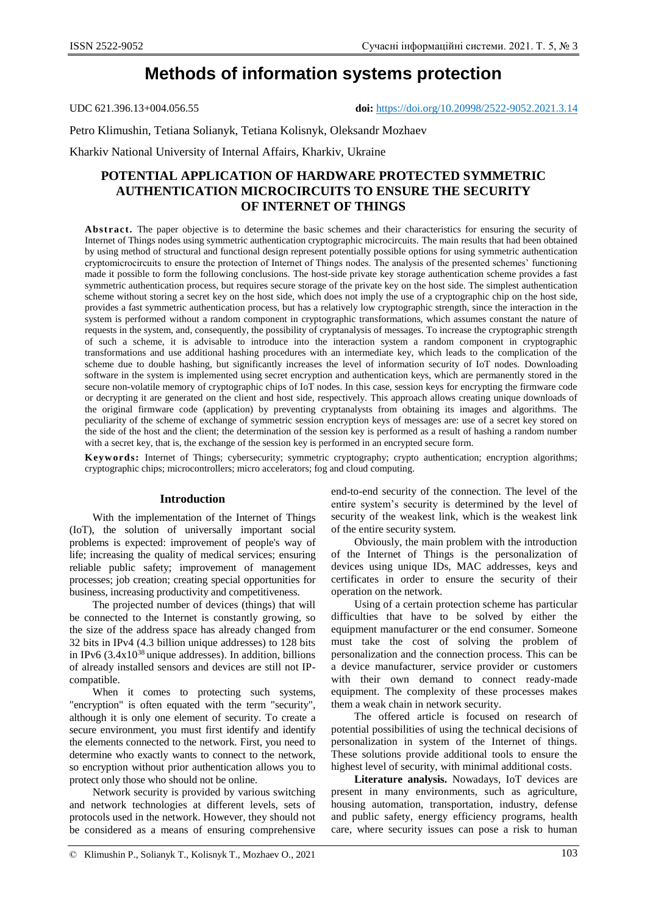# Methods of information systems protection

UDC 621.396.13+004.056.55 **doi:** https://doi.org/10.20998/2522-9052.2021.3.14

Petro Klimushin, Tetiana Solianyk, Tetiana Kolisnyk, Oleksandr Mozhaev

Kharkiv National University of Internal Affairs, Kharkiv, Ukraine

## POTENTIAL APPLICATION OF HARDWARE PROTECTED SYMMETRIC AUTHENTICATION MICROCIRCUITS TO ENSURE THE SECURITY OF INTERNET OF THINGS

**Abstract.** The paper objective is to determine the basic schemes and their characteristics for ensuring the security of Internet of Things nodes using symmetric authentication cryptographic microcircuits. The main results that had been obtained by using method of structural and functional design represent potentially possible options for using symmetric authentication cryptomicrocircuits to ensure the protection of Internet of Things nodes. The analysis of the presented schemes' functioning made it possible to form the following conclusions. The host-side private key storage authentication scheme provides a fast symmetric authentication process, but requires secure storage of the private key on the host side. The simplest authentication scheme without storing a secret key on the host side, which does not imply the use of a cryptographic chip on the host side, provides a fast symmetric authentication process, but has a relatively low cryptographic strength, since the interaction in the system is performed without a random component in cryptographic transformations, which assumes constant the nature of requests in the system, and, consequently, the possibility of cryptanalysis of messages. To increase the cryptographic strength of such a scheme, it is advisable to introduce into the interaction system a random component in cryptographic transformations and use additional hashing procedures with an intermediate key, which leads to the complication of the scheme due to double hashing, but significantly increases the level of information security of IoT nodes. Downloading software in the system is implemented using secret encryption and authentication keys, which are permanently stored in the secure non-volatile memory of cryptographic chips of IoT nodes. In this case, session keys for encrypting the firmware code or decrypting it are generated on the client and host side, respectively. This approach allows creating unique downloads of the original firmware code (application) by preventing cryptanalysts from obtaining its images and algorithms. The peculiarity of the scheme of exchange of symmetric session encryption keys of messages are: use of a secret key stored on the side of the host and the client; the determination of the session key is performed as a result of hashing a random number with a secret key, that is, the exchange of the session key is performed in an encrypted secure form.

**Keywords:** Internet of Things; cybersecurity; symmetric cryptography; crypto authentication; encryption algorithms; cryptographic chips; microcontrollers; micro accelerators; fog and cloud computing.

### Introduction

With the implementation of the Internet of Things (IoT), the solution of universally important social problems is expected: improvement of people's way of life; increasing the quality of medical services; ensuring reliable public safety; improvement of management processes; job creation; creating special opportunities for business, increasing productivity and competitiveness.

The projected number of devices (things) that will be connected to the Internet is constantly growing, so the size of the address space has already changed from 32 bits in IPv4 (4.3 billion unique addresses) to 128 bits in IPv6 ($3.4x10^{38}$ unique addresses). In addition, billions of already installed sensors and devices are still not IP-compatible.

When it comes to protecting such systems, "encryption" is often equated with the term "security", although it is only one element of security. To create a secure environment, you must first identify and identify the elements connected to the network. First, you need to determine who exactly wants to connect to the network, so encryption without prior authentication allows you to protect only those who should not be online.

Network security is provided by various switching and network technologies at different levels, sets of protocols used in the network. However, they should not be considered as a means of ensuring comprehensive end-to-end security of the connection. The level of the entire system's security is determined by the level of security of the weakest link, which is the weakest link of the entire security system.

Obviously, the main problem with the introduction of the Internet of Things is the personalization of devices using unique IDs, MAC addresses, keys and certificates in order to ensure the security of their operation on the network.

Using of a certain protection scheme has particular difficulties that have to be solved by either the equipment manufacturer or the end consumer. Someone must take the cost of solving the problem of personalization and the connection process. This can be a device manufacturer, service provider or customers with their own demand to connect ready-made equipment. The complexity of these processes makes them a weak chain in network security.

The offered article is focused on research of potential possibilities of using the technical decisions of personalization in system of the Internet of things. These solutions provide additional tools to ensure the highest level of security, with minimal additional costs.

**Literature analysis.** Nowadays, IoT devices are present in many environments, such as agriculture, housing automation, transportation, industry, defense and public safety, energy efficiency programs, health care, where security issues can pose a risk to human

© Klimushin P., Solianyk T., Kolisnyk T., Mozhaev O., 2021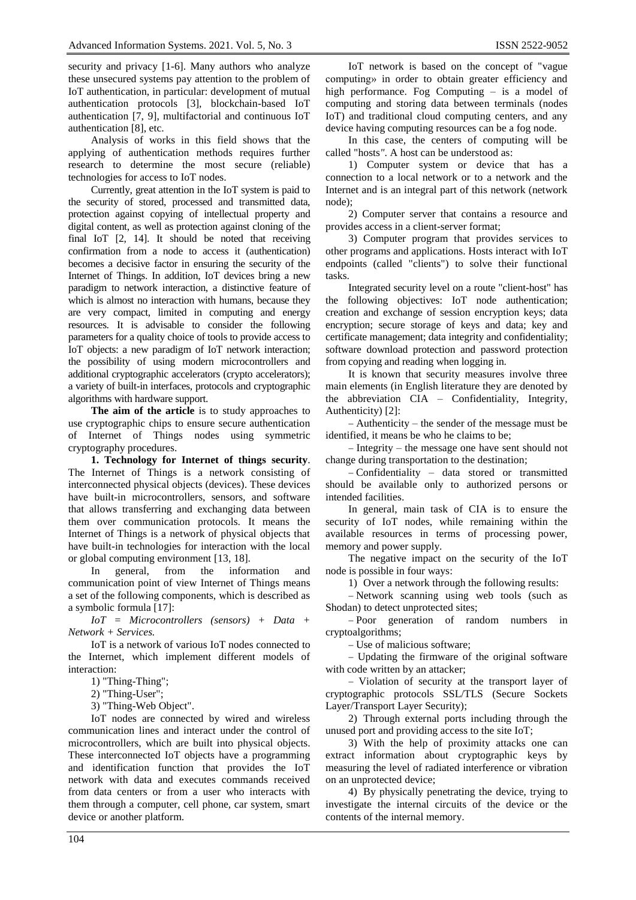security and privacy [1-6]. Many authors who analyze these unsecured systems pay attention to the problem of IoT authentication, in particular: development of mutual authentication protocols [3], blockchain-based IoT authentication [7, 9], multifactorial and continuous IoT authentication [8], etc.

Analysis of works in this field shows that the applying of authentication methods requires further research to determine the most secure (reliable) technologies for access to IoT nodes.

Currently, great attention in the IoT system is paid to the security of stored, processed and transmitted data, protection against copying of intellectual property and digital content, as well as protection against cloning of the final IoT [2, 14]. It should be noted that receiving confirmation from a node to access it (authentication) becomes a decisive factor in ensuring the security of the Internet of Things. In addition, IoT devices bring a new paradigm to network interaction, a distinctive feature of which is almost no interaction with humans, because they are very compact, limited in computing and energy resources. It is advisable to consider the following parameters for a quality choice of tools to provide access to IoT objects: a new paradigm of IoT network interaction; the possibility of using modern microcontrollers and additional cryptographic accelerators (crypto accelerators); a variety of built-in interfaces, protocols and cryptographic algorithms with hardware support.

**The aim of the article** is to study approaches to use cryptographic chips to ensure secure authentication of Internet of Things nodes using symmetric cryptography procedures.

**1. Technology for Internet of things security**. The Internet of Things is a network consisting of interconnected physical objects (devices). These devices have built-in microcontrollers, sensors, and software that allows transferring and exchanging data between them over communication protocols. It means the Internet of Things is a network of physical objects that have built-in technologies for interaction with the local or global computing environment [13, 18].

In general, from the information and communication point of view Internet of Things means a set of the following components, which is described as a symbolic formula [17]:

*IoT = Microcontrollers (sensors) + Data + Network + Services.*

IoT is a network of various IoT nodes connected to the Internet, which implement different models of interaction:

1) "Thing-Thing";

2) "Thing-User";

3) "Thing-Web Object".

IoT nodes are connected by wired and wireless communication lines and interact under the control of microcontrollers, which are built into physical objects. These interconnected IoT objects have a programming and identification function that provides the IoT network with data and executes commands received from data centers or from a user who interacts with them through a computer, cell phone, car system, smart device or another platform.

IoT network is based on the concept of "vague computing» in order to obtain greater efficiency and high performance. Fog Computing – is a model of computing and storing data between terminals (nodes IoT) and traditional cloud computing centers, and any device having computing resources can be a fog node.

In this case, the centers of computing will be called "hosts". A host can be understood as:

1) Computer system or device that has a connection to a local network or to a network and the Internet and is an integral part of this network (network node);

2) Computer server that contains a resource and provides access in a client-server format;

3) Computer program that provides services to other programs and applications. Hosts interact with IoT endpoints (called "clients") to solve their functional tasks.

Integrated security level on a route "client-host" has the following objectives: IoT node authentication; creation and exchange of session encryption keys; data encryption; secure storage of keys and data; key and certificate management; data integrity and confidentiality; software download protection and password protection from copying and reading when logging in.

It is known that security measures involve three main elements (in English literature they are denoted by the abbreviation CIA – Confidentiality, Integrity, Authenticity) [2]:

– Authenticity – the sender of the message must be identified, it means be who he claims to be;

– Integrity – the message one have sent should not change during transportation to the destination;

– Confidentiality – data stored or transmitted should be available only to authorized persons or intended facilities.

In general, main task of CIA is to ensure the security of IoT nodes, while remaining within the available resources in terms of processing power, memory and power supply.

The negative impact on the security of the IoT node is possible in four ways:

1) Over a network through the following results:

– Network scanning using web tools (such as Shodan) to detect unprotected sites;

– Poor generation of random numbers in cryptoalgorithms;

– Use of malicious software;

– Updating the firmware of the original software with code written by an attacker;

– Violation of security at the transport layer of cryptographic protocols SSL/TLS (Secure Sockets Layer/Transport Layer Security);

2) Through external ports including through the unused port and providing access to the site IoT;

3) With the help of proximity attacks one can extract information about cryptographic keys by measuring the level of radiated interference or vibration on an unprotected device;

4) By physically penetrating the device, trying to investigate the internal circuits of the device or the contents of the internal memory.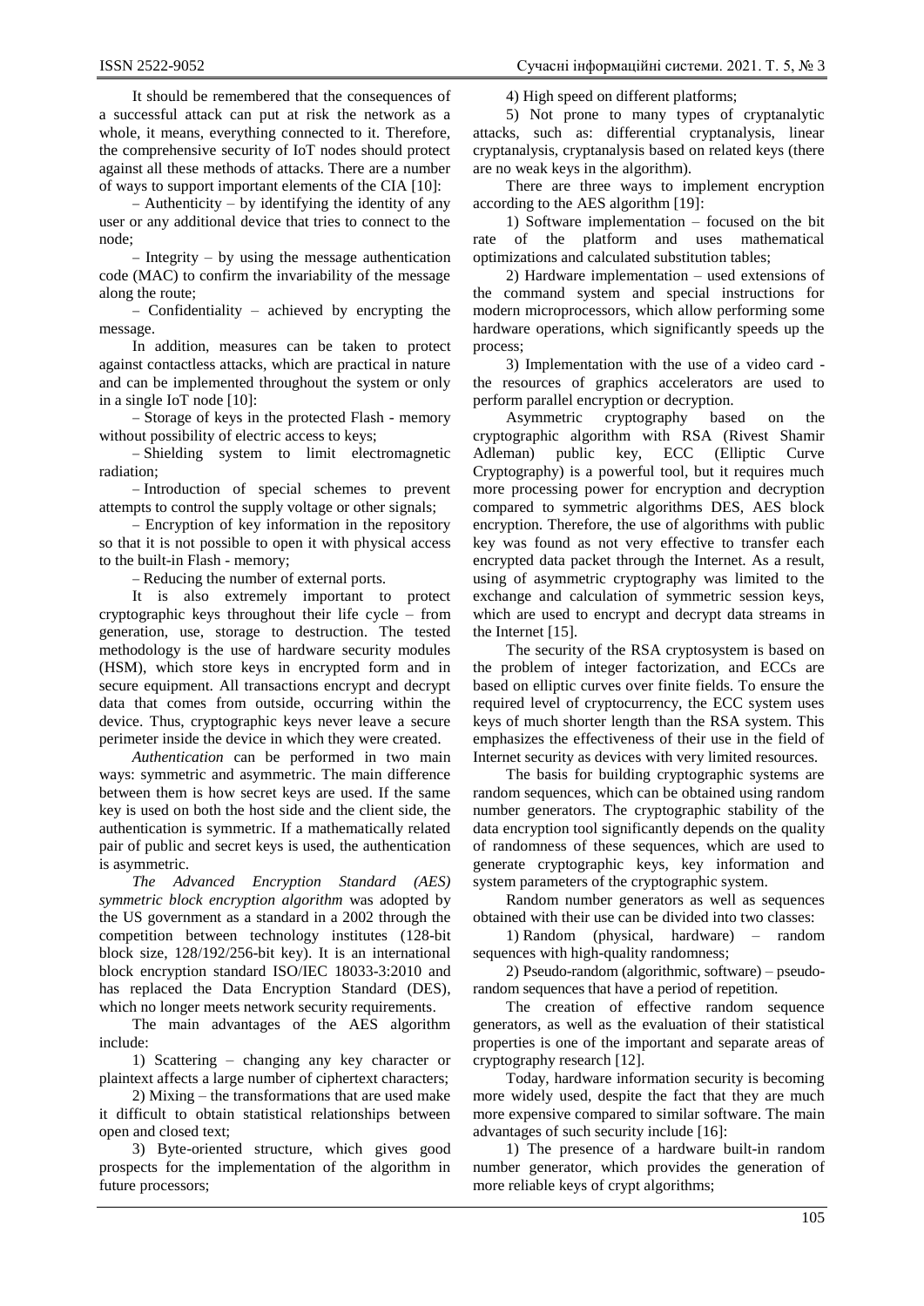It should be remembered that the consequences of a successful attack can put at risk the network as a whole, it means, everything connected to it. Therefore, the comprehensive security of IoT nodes should protect against all these methods of attacks. There are a number of ways to support important elements of the CIA [10]:

– Authenticity – by identifying the identity of any user or any additional device that tries to connect to the node;

– Integrity – by using the message authentication code (MAC) to confirm the invariability of the message along the route;

– Confidentiality – achieved by encrypting the message.

In addition, measures can be taken to protect against contactless attacks, which are practical in nature and can be implemented throughout the system or only in a single IoT node [10]:

– Storage of keys in the protected Flash - memory without possibility of electric access to keys;

– Shielding system to limit electromagnetic radiation;

– Introduction of special schemes to prevent attempts to control the supply voltage or other signals;

– Encryption of key information in the repository so that it is not possible to open it with physical access to the built-in Flash - memory;

– Reducing the number of external ports.

It is also extremely important to protect cryptographic keys throughout their life cycle – from generation, use, storage to destruction. The tested methodology is the use of hardware security modules (HSM), which store keys in encrypted form and in secure equipment. All transactions encrypt and decrypt data that comes from outside, occurring within the device. Thus, cryptographic keys never leave a secure perimeter inside the device in which they were created.

*Authentication* can be performed in two main ways: symmetric and asymmetric. The main difference between them is how secret keys are used. If the same key is used on both the host side and the client side, the authentication is symmetric. If a mathematically related pair of public and secret keys is used, the authentication is asymmetric.

*The Advanced Encryption Standard (AES) symmetric block encryption algorithm* was adopted by the US government as a standard in a 2002 through the competition between technology institutes (128-bit block size, 128/192/256-bit key). It is an international block encryption standard ISO/IEC 18033-3:2010 and has replaced the Data Encryption Standard (DES), which no longer meets network security requirements.

The main advantages of the AES algorithm include:

1) Scattering – changing any key character or plaintext affects a large number of ciphertext characters;

2) Mixing – the transformations that are used make it difficult to obtain statistical relationships between open and closed text;

3) Byte-oriented structure, which gives good prospects for the implementation of the algorithm in future processors;

4) High speed on different platforms;

5) Not prone to many types of cryptanalytic attacks, such as: differential cryptanalysis, linear cryptanalysis, cryptanalysis based on related keys (there are no weak keys in the algorithm).

There are three ways to implement encryption according to the AES algorithm [19]:

1) Software implementation – focused on the bit rate of the platform and uses mathematical optimizations and calculated substitution tables;

2) Hardware implementation – used extensions of the command system and special instructions for modern microprocessors, which allow performing some hardware operations, which significantly speeds up the process;

3) Implementation with the use of a video card - the resources of graphics accelerators are used to perform parallel encryption or decryption.

Asymmetric cryptography based on the cryptographic algorithm with RSA (Rivest Shamir Adleman) public key, ECC (Elliptic Curve Cryptography) is a powerful tool, but it requires much more processing power for encryption and decryption compared to symmetric algorithms DES, AES block encryption. Therefore, the use of algorithms with public key was found as not very effective to transfer each encrypted data packet through the Internet. As a result, using of asymmetric cryptography was limited to the exchange and calculation of symmetric session keys, which are used to encrypt and decrypt data streams in the Internet [15].

The security of the RSA cryptosystem is based on the problem of integer factorization, and ECCs are based on elliptic curves over finite fields. To ensure the required level of cryptocurrency, the ECC system uses keys of much shorter length than the RSA system. This emphasizes the effectiveness of their use in the field of Internet security as devices with very limited resources.

The basis for building cryptographic systems are random sequences, which can be obtained using random number generators. The cryptographic stability of the data encryption tool significantly depends on the quality of randomness of these sequences, which are used to generate cryptographic keys, key information and system parameters of the cryptographic system.

Random number generators as well as sequences obtained with their use can be divided into two classes:

1) Random (physical, hardware) – random sequences with high-quality randomness;

2) Pseudo-random (algorithmic, software) – pseudo-random sequences that have a period of repetition.

The creation of effective random sequence generators, as well as the evaluation of their statistical properties is one of the important and separate areas of cryptography research [12].

Today, hardware information security is becoming more widely used, despite the fact that they are much more expensive compared to similar software. The main advantages of such security include [16]:

1) The presence of a hardware built-in random number generator, which provides the generation of more reliable keys of crypt algorithms;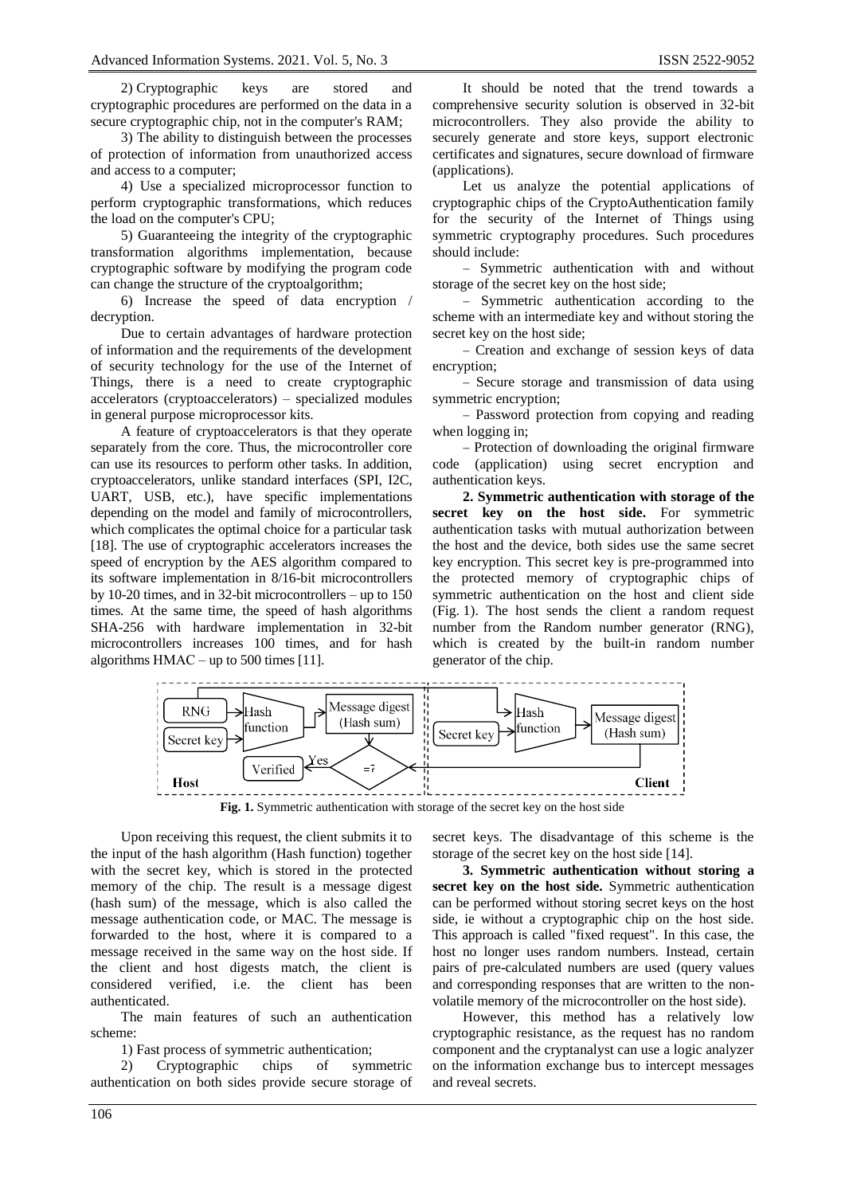2) Cryptographic keys are stored and cryptographic procedures are performed on the data in a secure cryptographic chip, not in the computer's RAM;

3) The ability to distinguish between the processes of protection of information from unauthorized access and access to a computer;

4) Use a specialized microprocessor function to perform cryptographic transformations, which reduces the load on the computer's CPU;

5) Guaranteeing the integrity of the cryptographic transformation algorithms implementation, because cryptographic software by modifying the program code can change the structure of the cryptoalgorithm;

6) Increase the speed of data encryption / decryption.

Due to certain advantages of hardware protection of information and the requirements of the development of security technology for the use of the Internet of Things, there is a need to create cryptographic accelerators (cryptoaccelerators) – specialized modules in general purpose microprocessor kits.

A feature of cryptoaccelerators is that they operate separately from the core. Thus, the microcontroller core can use its resources to perform other tasks. In addition, cryptoaccelerators, unlike standard interfaces (SPI, I2C, UART, USB, etc.), have specific implementations depending on the model and family of microcontrollers, which complicates the optimal choice for a particular task [18]. The use of cryptographic accelerators increases the speed of encryption by the AES algorithm compared to its software implementation in 8/16-bit microcontrollers by 10-20 times, and in 32-bit microcontrollers – up to 150 times. At the same time, the speed of hash algorithms SHA-256 with hardware implementation in 32-bit microcontrollers increases 100 times, and for hash algorithms HMAC – up to 500 times [11].

It should be noted that the trend towards a comprehensive security solution is observed in 32-bit microcontrollers. They also provide the ability to securely generate and store keys, support electronic certificates and signatures, secure download of firmware (applications).

Let us analyze the potential applications of cryptographic chips of the CryptoAuthentication family for the security of the Internet of Things using symmetric cryptography procedures. Such procedures should include:

– Symmetric authentication with and without storage of the secret key on the host side;

– Symmetric authentication according to the scheme with an intermediate key and without storing the secret key on the host side;

– Creation and exchange of session keys of data encryption;

– Secure storage and transmission of data using symmetric encryption;

– Password protection from copying and reading when logging in;

– Protection of downloading the original firmware code (application) using secret encryption and authentication keys.

**2. Symmetric authentication with storage of the secret key on the host side.** For symmetric authentication tasks with mutual authorization between the host and the device, both sides use the same secret key encryption. This secret key is pre-programmed into the protected memory of cryptographic chips of symmetric authentication on the host and client side (Fig. 1). The host sends the client a random request number from the Random number generator (RNG), which is created by the built-in random number generator of the chip.

**Fig. 1.** Symmetric authentication with storage of the secret key on the host side

Upon receiving this request, the client submits it to the input of the hash algorithm (Hash function) together with the secret key, which is stored in the protected memory of the chip. The result is a message digest (hash sum) of the message, which is also called the message authentication code, or MAC. The message is forwarded to the host, where it is compared to a message received in the same way on the host side. If the client and host digests match, the client is considered verified, i.e. the client has been authenticated.

The main features of such an authentication scheme:

1) Fast process of symmetric authentication;

2) Cryptographic chips of symmetric authentication on both sides provide secure storage of secret keys. The disadvantage of this scheme is the storage of the secret key on the host side [14].

**3. Symmetric authentication without storing a secret key on the host side.** Symmetric authentication can be performed without storing secret keys on the host side, ie without a cryptographic chip on the host side. This approach is called "fixed request". In this case, the host no longer uses random numbers. Instead, certain pairs of pre-calculated numbers are used (query values and corresponding responses that are written to the non-volatile memory of the microcontroller on the host side).

However, this method has a relatively low cryptographic resistance, as the request has no random component and the cryptanalyst can use a logic analyzer on the information exchange bus to intercept messages and reveal secrets.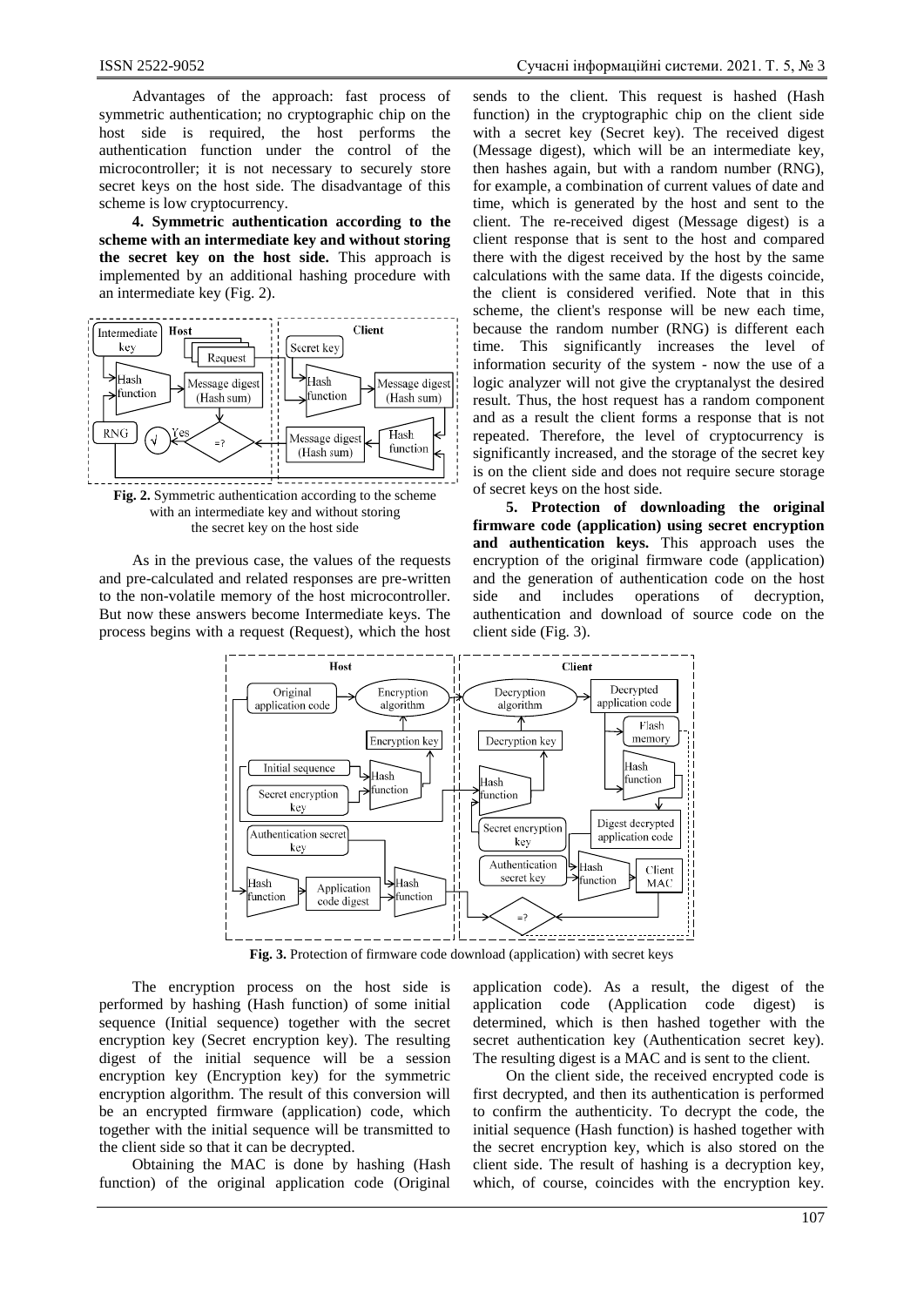Advantages of the approach: fast process of symmetric authentication; no cryptographic chip on the host side is required, the host performs the authentication function under the control of the microcontroller; it is not necessary to securely store secret keys on the host side. The disadvantage of this scheme is low cryptocurrency.

**4. Symmetric authentication according to the scheme with an intermediate key and without storing the secret key on the host side.** This approach is implemented by an additional hashing procedure with an intermediate key (Fig. 2).

**Fig. 2.** Symmetric authentication according to the scheme with an intermediate key and without storing the secret key on the host side

As in the previous case, the values of the requests and pre-calculated and related responses are pre-written to the non-volatile memory of the host microcontroller. But now these answers become Intermediate keys. The process begins with a request (Request), which the host sends to the client. This request is hashed (Hash function) in the cryptographic chip on the client side with a secret key (Secret key). The received digest (Message digest), which will be an intermediate key, then hashes again, but with a random number (RNG), for example, a combination of current values of date and time, which is generated by the host and sent to the client. The re-received digest (Message digest) is a client response that is sent to the host and compared there with the digest received by the host by the same calculations with the same data. If the digests coincide, the client is considered verified. Note that in this scheme, the client's response will be new each time, because the random number (RNG) is different each time. This significantly increases the level of information security of the system - now the use of a logic analyzer will not give the cryptanalyst the desired result. Thus, the host request has a random component and as a result the client forms a response that is not repeated. Therefore, the level of cryptocurrency is significantly increased, and the storage of the secret key is on the client side and does not require secure storage of secret keys on the host side.

**5. Protection of downloading the original firmware code (application) using secret encryption and authentication keys.** This approach uses the encryption of the original firmware code (application) and the generation of authentication code on the host side and includes operations of decryption, authentication and download of source code on the client side (Fig. 3).

**Fig. 3.** Protection of firmware code download (application) with secret keys

The encryption process on the host side is performed by hashing (Hash function) of some initial sequence (Initial sequence) together with the secret encryption key (Secret encryption key). The resulting digest of the initial sequence will be a session encryption key (Encryption key) for the symmetric encryption algorithm. The result of this conversion will be an encrypted firmware (application) code, which together with the initial sequence will be transmitted to the client side so that it can be decrypted.

Obtaining the MAC is done by hashing (Hash function) of the original application code (Original application code). As a result, the digest of the application code (Application code digest) is determined, which is then hashed together with the secret authentication key (Authentication secret key). The resulting digest is a MAC and is sent to the client.

On the client side, the received encrypted code is first decrypted, and then its authentication is performed to confirm the authenticity. To decrypt the code, the initial sequence (Hash function) is hashed together with the secret encryption key, which is also stored on the client side. The result of hashing is a decryption key, which, of course, coincides with the encryption key.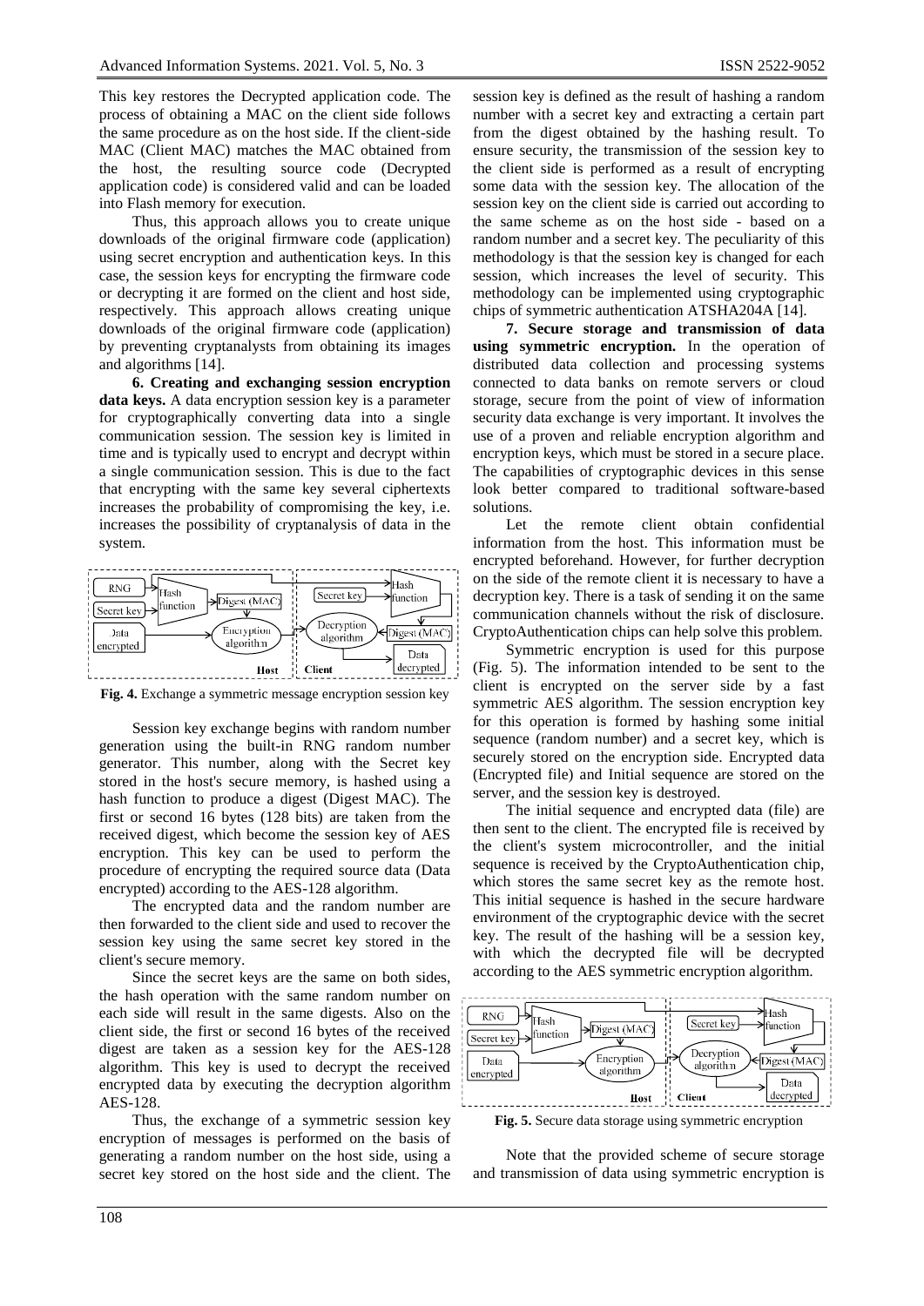This key restores the Decrypted application code. The process of obtaining a MAC on the client side follows the same procedure as on the host side. If the client-side MAC (Client MAC) matches the MAC obtained from the host, the resulting source code (Decrypted application code) is considered valid and can be loaded into Flash memory for execution.

Thus, this approach allows you to create unique downloads of the original firmware code (application) using secret encryption and authentication keys. In this case, the session keys for encrypting the firmware code or decrypting it are formed on the client and host side, respectively. This approach allows creating unique downloads of the original firmware code (application) by preventing cryptanalysts from obtaining its images and algorithms [14].

**6. Creating and exchanging session encryption data keys.** A data encryption session key is a parameter for cryptographically converting data into a single communication session. The session key is limited in time and is typically used to encrypt and decrypt within a single communication session. This is due to the fact that encrypting with the same key several ciphertexts increases the probability of compromising the key, i.e. increases the possibility of cryptanalysis of data in the system.

**Fig. 4.** Exchange a symmetric message encryption session key

Session key exchange begins with random number generation using the built-in RNG random number generator. This number, along with the Secret key stored in the host's secure memory, is hashed using a hash function to produce a digest (Digest MAC). The first or second 16 bytes (128 bits) are taken from the received digest, which become the session key of AES encryption. This key can be used to perform the procedure of encrypting the required source data (Data encrypted) according to the AES-128 algorithm.

The encrypted data and the random number are then forwarded to the client side and used to recover the session key using the same secret key stored in the client's secure memory.

Since the secret keys are the same on both sides, the hash operation with the same random number on each side will result in the same digests. Also on the client side, the first or second 16 bytes of the received digest are taken as a session key for the AES-128 algorithm. This key is used to decrypt the received encrypted data by executing the decryption algorithm AES-128.

Thus, the exchange of a symmetric session key encryption of messages is performed on the basis of generating a random number on the host side, using a secret key stored on the host side and the client. The session key is defined as the result of hashing a random number with a secret key and extracting a certain part from the digest obtained by the hashing result. To ensure security, the transmission of the session key to the client side is performed as a result of encrypting some data with the session key. The allocation of the session key on the client side is carried out according to the same scheme as on the host side - based on a random number and a secret key. The peculiarity of this methodology is that the session key is changed for each session, which increases the level of security. This methodology can be implemented using cryptographic chips of symmetric authentication ATSHA204A [14].

**7. Secure storage and transmission of data using symmetric encryption.** In the operation of distributed data collection and processing systems connected to data banks on remote servers or cloud storage, secure from the point of view of information security data exchange is very important. It involves the use of a proven and reliable encryption algorithm and encryption keys, which must be stored in a secure place. The capabilities of cryptographic devices in this sense look better compared to traditional software-based solutions.

Let the remote client obtain confidential information from the host. This information must be encrypted beforehand. However, for further decryption on the side of the remote client it is necessary to have a decryption key. There is a task of sending it on the same communication channels without the risk of disclosure. CryptoAuthentication chips can help solve this problem.

Symmetric encryption is used for this purpose (Fig. 5). The information intended to be sent to the client is encrypted on the server side by a fast symmetric AES algorithm. The session encryption key for this operation is formed by hashing some initial sequence (random number) and a secret key, which is securely stored on the encryption side. Encrypted data (Encrypted file) and Initial sequence are stored on the server, and the session key is destroyed.

The initial sequence and encrypted data (file) are then sent to the client. The encrypted file is received by the client's system microcontroller, and the initial sequence is received by the CryptoAuthentication chip, which stores the same secret key as the remote host. This initial sequence is hashed in the secure hardware environment of the cryptographic device with the secret key. The result of the hashing will be a session key, with which the decrypted file will be decrypted according to the AES symmetric encryption algorithm.

**Fig. 5.** Secure data storage using symmetric encryption

Note that the provided scheme of secure storage and transmission of data using symmetric encryption is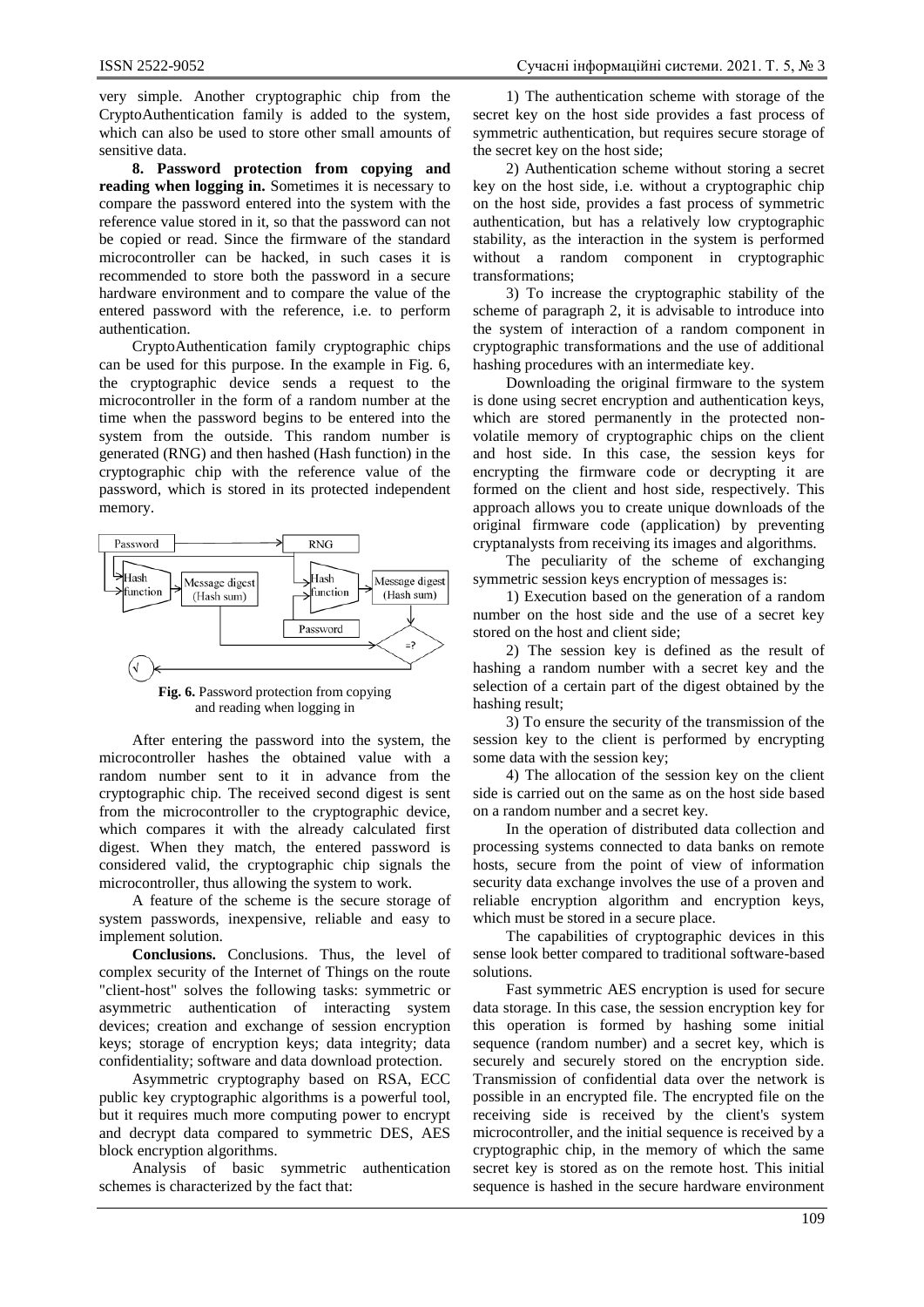very simple. Another cryptographic chip from the CryptoAuthentication family is added to the system, which can also be used to store other small amounts of sensitive data.

**8. Password protection from copying and reading when logging in.** Sometimes it is necessary to compare the password entered into the system with the reference value stored in it, so that the password can not be copied or read. Since the firmware of the standard microcontroller can be hacked, in such cases it is recommended to store both the password in a secure hardware environment and to compare the value of the entered password with the reference, i.e. to perform authentication.

CryptoAuthentication family cryptographic chips can be used for this purpose. In the example in Fig. 6, the cryptographic device sends a request to the microcontroller in the form of a random number at the time when the password begins to be entered into the system from the outside. This random number is generated (RNG) and then hashed (Hash function) in the cryptographic chip with the reference value of the password, which is stored in its protected independent memory.

**Fig. 6.** Password protection from copying and reading when logging in

After entering the password into the system, the microcontroller hashes the obtained value with a random number sent to it in advance from the cryptographic chip. The received second digest is sent from the microcontroller to the cryptographic device, which compares it with the already calculated first digest. When they match, the entered password is considered valid, the cryptographic chip signals the microcontroller, thus allowing the system to work.

A feature of the scheme is the secure storage of system passwords, inexpensive, reliable and easy to implement solution.

**Conclusions.** Conclusions. Thus, the level of complex security of the Internet of Things on the route "client-host" solves the following tasks: symmetric or asymmetric authentication of interacting system devices; creation and exchange of session encryption keys; storage of encryption keys; data integrity; data confidentiality; software and data download protection.

Asymmetric cryptography based on RSA, ECC public key cryptographic algorithms is a powerful tool, but it requires much more computing power to encrypt and decrypt data compared to symmetric DES, AES block encryption algorithms.

Analysis of basic symmetric authentication schemes is characterized by the fact that:

1) The authentication scheme with storage of the secret key on the host side provides a fast process of symmetric authentication, but requires secure storage of the secret key on the host side;

2) Authentication scheme without storing a secret key on the host side, i.e. without a cryptographic chip on the host side, provides a fast process of symmetric authentication, but has a relatively low cryptographic stability, as the interaction in the system is performed without a random component in cryptographic transformations;

3) To increase the cryptographic stability of the scheme of paragraph 2, it is advisable to introduce into the system of interaction of a random component in cryptographic transformations and the use of additional hashing procedures with an intermediate key.

Downloading the original firmware to the system is done using secret encryption and authentication keys, which are stored permanently in the protected non-volatile memory of cryptographic chips on the client and host side. In this case, the session keys for encrypting the firmware code or decrypting it are formed on the client and host side, respectively. This approach allows you to create unique downloads of the original firmware code (application) by preventing cryptanalysts from receiving its images and algorithms.

The peculiarity of the scheme of exchanging symmetric session keys encryption of messages is:

1) Execution based on the generation of a random number on the host side and the use of a secret key stored on the host and client side;

2) The session key is defined as the result of hashing a random number with a secret key and the selection of a certain part of the digest obtained by the hashing result;

3) To ensure the security of the transmission of the session key to the client is performed by encrypting some data with the session key;

4) The allocation of the session key on the client side is carried out on the same as on the host side based on a random number and a secret key.

In the operation of distributed data collection and processing systems connected to data banks on remote hosts, secure from the point of view of information security data exchange involves the use of a proven and reliable encryption algorithm and encryption keys, which must be stored in a secure place.

The capabilities of cryptographic devices in this sense look better compared to traditional software-based solutions.

Fast symmetric AES encryption is used for secure data storage. In this case, the session encryption key for this operation is formed by hashing some initial sequence (random number) and a secret key, which is securely and securely stored on the encryption side. Transmission of confidential data over the network is possible in an encrypted file. The encrypted file on the receiving side is received by the client's system microcontroller, and the initial sequence is received by a cryptographic chip, in the memory of which the same secret key is stored as on the remote host. This initial sequence is hashed in the secure hardware environment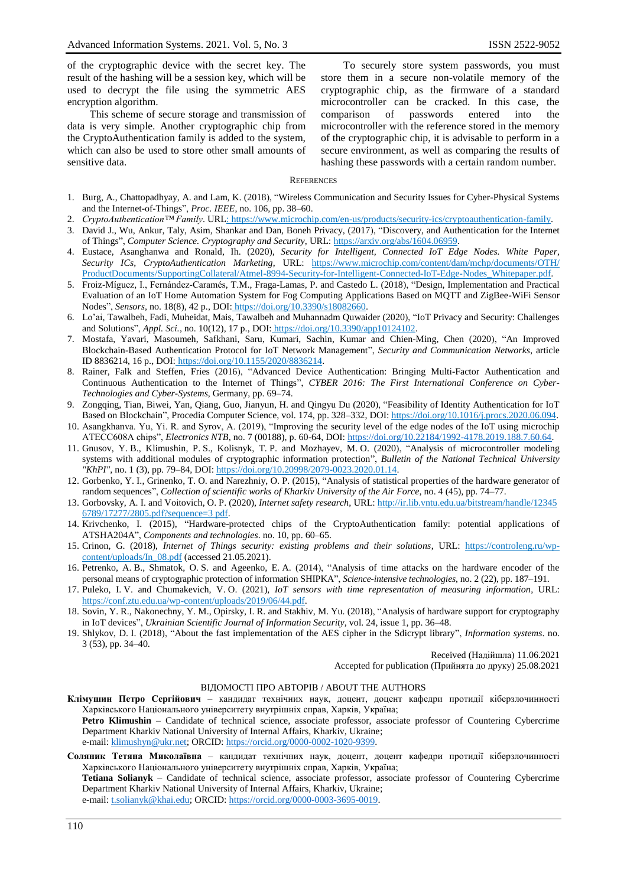of the cryptographic device with the secret key. The result of the hashing will be a session key, which will be used to decrypt the file using the symmetric AES encryption algorithm.

This scheme of secure storage and transmission of data is very simple. Another cryptographic chip from the CryptoAuthentication family is added to the system, which can also be used to store other small amounts of sensitive data.

To securely store system passwords, you must store them in a secure non-volatile memory of the cryptographic chip, as the firmware of a standard microcontroller can be cracked. In this case, the comparison of passwords entered into the microcontroller with the reference stored in the memory of the cryptographic chip, it is advisable to perform in a secure environment, as well as comparing the results of hashing these passwords with a certain random number.

## REFERENCES

1. Burg, A., Chattopadhyay, A. and Lam, K. (2018), "Wireless Communication and Security Issues for Cyber-Physical Systems and the Internet-of-Things", *Proc. IEEE*, no. 106, pp. 38–60.
2. *CryptoAuthentication™ Family*. URL: https://www.microchip.com/en-us/products/security-ics/cryptoauthentication-family.
3. David J., Wu, Ankur, Taly, Asim, Shankar and Dan, Boneh Privacy, (2017), "Discovery, and Authentication for the Internet of Things", *Computer Science. Cryptography and Security*, URL: https://arxiv.org/abs/1604.06959.
4. Eustace, Asanghanwa and Ronald, Ih. (2020), *Security for Intelligent, Connected IoT Edge Nodes. White Paper, Security ICs, CryptoAuthentication Marketing*, URL: https://www.microchip.com/content/dam/mchp/documents/OTH/ProductDocuments/SupportingCollateral/Atmel-8994-Security-for-Intelligent-Connected-IoT-Edge-Nodes_Whitepaper.pdf.
5. Froiz-Míguez, I., Fernández-Caramés, T.M., Fraga-Lamas, P. and Castedo L. (2018), "Design, Implementation and Practical Evaluation of an IoT Home Automation System for Fog Computing Applications Based on MQTT and ZigBee-WiFi Sensor Nodes", *Sensors*, no. 18(8), 42 p., DOI: https://doi.org/10.3390/s18082660.
6. Lo'ai, Tawalbeh, Fadi, Muheidat, Mais, Tawalbeh and Muhannadm Quwaider (2020), "IoT Privacy and Security: Challenges and Solutions", *Appl. Sci.*, no. 10(12), 17 p., DOI: https://doi.org/10.3390/app10124102.
7. Mostafa, Yavari, Masoumeh, Safkhani, Saru, Kumari, Sachin, Kumar and Chien-Ming, Chen (2020), "An Improved Blockchain-Based Authentication Protocol for IoT Network Management", *Security and Communication Networks*, article ID 8836214, 16 p., DOI: https://doi.org/10.1155/2020/8836214.
8. Rainer, Falk and Steffen, Fries (2016), "Advanced Device Authentication: Bringing Multi-Factor Authentication and Continuous Authentication to the Internet of Things", *CYBER 2016: The First International Conference on Cyber-Technologies and Cyber-Systems*, Germany, pp. 69–74.
9. Zongqing, Tian, Biwei, Yan, Qiang, Guo, Jianyun, H. and Qingyu Du (2020), "Feasibility of Identity Authentication for IoT Based on Blockchain", Procedia Computer Science, vol. 174, pp. 328–332, DOI: https://doi.org/10.1016/j.procs.2020.06.094.
10. Asangkhanva. Yu, Yi. R. and Syrov, A. (2019), "Improving the security level of the edge nodes of the IoT using microchip ATECC608A chips", *Electronics NTB*, no. 7 (00188), p. 60-64, DOI: https://doi.org/10.22184/1992-4178.2019.188.7.60.64.
11. Gnusov, Y. B., Klimushin, P. S., Kolisnyk, T. P. and Mozhayev, M. O. (2020), "Analysis of microcontroller modeling systems with additional modules of cryptographic information protection", *Bulletin of the National Technical University "KhPI"*, no. 1 (3), pp. 79–84, DOI: https://doi.org/10.20998/2079-0023.2020.01.14.
12. Gorbenko, Y. I., Grinenko, T. O. and Narezhniy, O. P. (2015), "Analysis of statistical properties of the hardware generator of random sequences", *Collection of scientific works of Kharkiv University of the Air Force*, no. 4 (45), pp. 74–77.
13. Gorbovsky, A. I. and Voitovich, O. P. (2020), *Internet safety research*, URL: http://ir.lib.vntu.edu.ua/bitstream/handle/123456789/17277/2805.pdf?sequence=3 pdf.
14. Krivchenko, I. (2015), "Hardware-protected chips of the CryptoAuthentication family: potential applications of ATSHA204A", *Components and technologies*. no. 10, pp. 60–65.
15. Crinon, G. (2018), *Internet of Things security: existing problems and their solutions*, URL: https://controleng.ru/wp-content/uploads/In_08.pdf (accessed 21.05.2021).
16. Petrenko, A. B., Shmatok, O. S. and Ageenko, E. A. (2014), "Analysis of time attacks on the hardware encoder of the personal means of cryptographic protection of information SHIPKA", *Science-intensive technologies*, no. 2 (22), pp. 187–191.
17. Puleko, I. V. and Chumakevich, V. O. (2021), *IoT sensors with time representation of measuring information*, URL: https://conf.ztu.edu.ua/wp-content/uploads/2019/06/44.pdf.
18. Sovin, Y. R., Nakonechny, Y. M., Opirsky, I. R. and Stakhiv, M. Yu. (2018), "Analysis of hardware support for cryptography in IoT devices", *Ukrainian Scientific Journal of Information Security*, vol. 24, issue 1, pp. 36–48.
19. Shlykov, D. I. (2018), "About the fast implementation of the AES cipher in the Sdicrypt library", *Information systems*. no. 3 (53), pp. 34–40.

Received (Надійшла) 11.06.2021
Accepted for publication (Прийнята до друку) 25.08.2021

## ВІДОМОСТІ ПРО АВТОРІВ / ABOUT THE AUTHORS

**Клімушин Петро Сергійович** – кандидат технічних наук, доцент, доцент кафедри протидії кіберзлочинності Харківського Національного університету внутрішніх справ, Харків, Україна;
**Petro Klimushin** – Candidate of technical science, associate professor, associate professor of Countering Cybercrime Department Kharkiv National University of Internal Affairs, Kharkiv, Ukraine;
e-mail: klimushyn@ukr.net; ORCID: https://orcid.org/0000-0002-1020-9399.

**Соляник Тетяна Миколаївна** – кандидат технічних наук, доцент, доцент кафедри протидії кіберзлочинності Харківського Національного університету внутрішніх справ, Харків, Україна;
**Tetiana Solianyk** – Candidate of technical science, associate professor, associate professor of Countering Cybercrime Department Kharkiv National University of Internal Affairs, Kharkiv, Ukraine;
e-mail: t.solianyk@khai.edu; ORCID: https://orcid.org/0000-0003-3695-0019.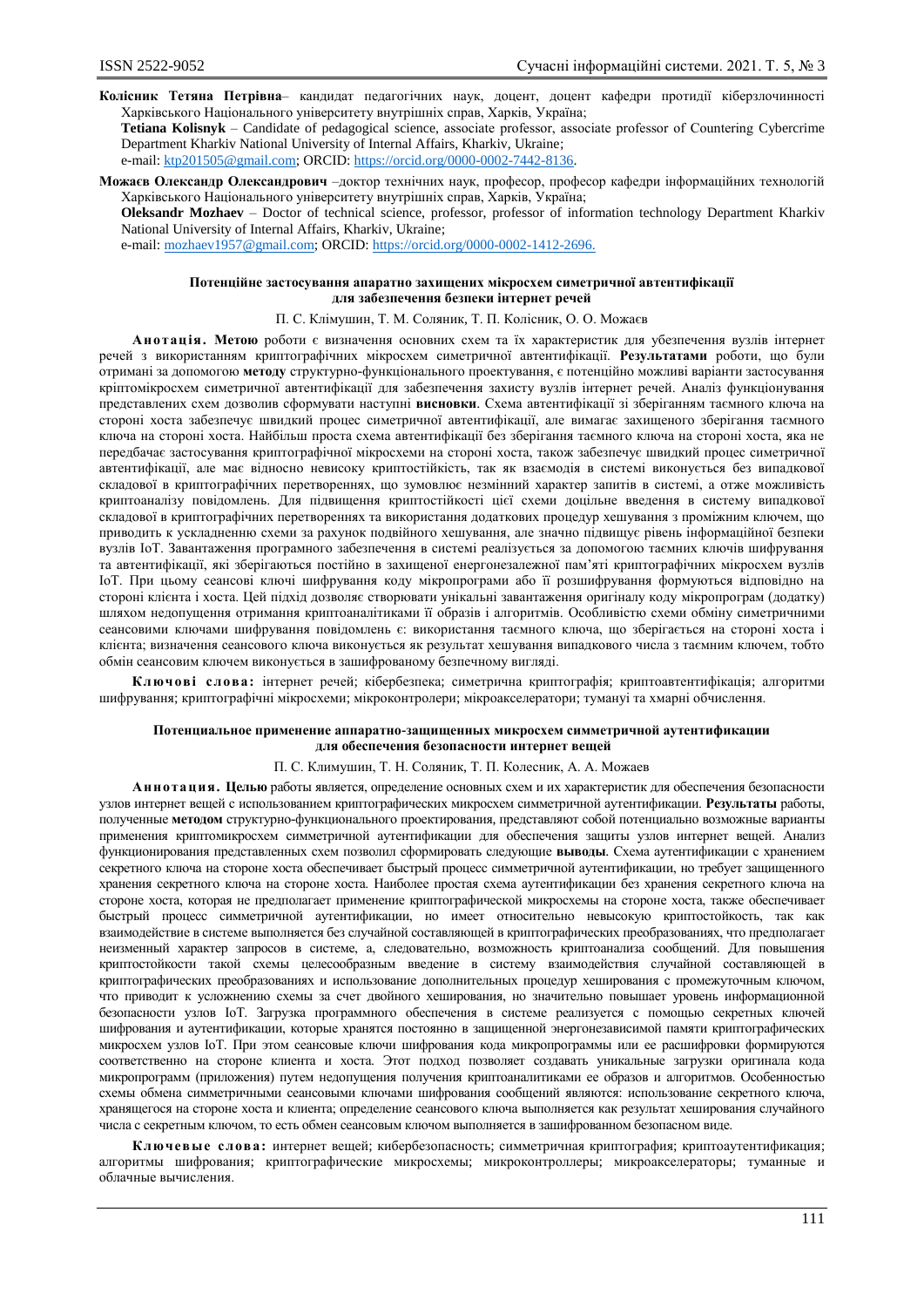**Колісник Тетяна Петрівна**– кандидат педагогічних наук, доцент, доцент кафедри протидії кіберзлочинності Харківського Національного університету внутрішніх справ, Харків, Україна;
**Tetiana Kolisnyk** – Candidate of pedagogical science, associate professor, associate professor of Countering Cybercrime Department Kharkiv National University of Internal Affairs, Kharkiv, Ukraine;
e-mail: ktp201505@gmail.com; ORCID: https://orcid.org/0000-0002-7442-8136.

**Можаєв Олександр Олександрович** –доктор технічних наук, професор, професор кафедри інформаційних технологій Харківського Національного університету внутрішніх справ, Харків, Україна;
**Oleksandr Mozhaev** – Doctor of technical science, professor, professor of information technology Department Kharkiv National University of Internal Affairs, Kharkiv, Ukraine;
e-mail: mozhaev1957@gmail.com; ORCID: https://orcid.org/0000-0002-1412-2696.

### Потенційне застосування апаратно захищених мікросхем симетричної автентифікації для забезпечення безпеки інтернет речей

П. С. Клімушин, Т. М. Соляник, Т. П. Колісник, О. О. Можаєв

**Анотація. Метою** роботи є визначення основних схем та їх характеристик для убезпечення вузлів інтернет речей з використанням криптографічних мікросхем симетричної автентифікації. **Результатами** роботи, що були отримані за допомогою **методу** структурно-функціонального проектування, є потенційно можливі варіанти застосування кріптомікросхем симетричної автентифікації для забезпечення захисту вузлів інтернет речей. Аналіз функціонування представлених схем дозволив сформувати наступні **висновки**. Схема автентифікації зі зберіганням таємного ключа на стороні хоста забезпечує швидкий процес симетричної автентифікації, але вимагає захищеного зберігання таємного ключа на стороні хоста. Найбільш проста схема автентифікації без зберігання таємного ключа на стороні хоста, яка не передбачає застосування криптографічної мікросхеми на стороні хоста, також забезпечує швидкий процес симетричної автентифікації, але має відносно невисоку криптостійкість, так як взаємодія в системі виконується без випадкової складової в криптографічних перетвореннях, що зумовлює незмінний характер запитів в системі, а отже можливість криптоаналізу повідомлень. Для підвищення криптостійкості цієї схеми доцільне введення в систему випадкової складової в криптографічних перетвореннях та використання додаткових процедур хешування з проміжним ключем, що приводить к ускладненню схеми за рахунок подвійного хешування, але значно підвищує рівень інформаційної безпеки вузлів IoT. Завантаження програмного забезпечення в системі реалізується за допомогою таємних ключів шифрування та автентифікації, які зберігаються постійно в захищеної енергонезалежної пам'яті криптографічних мікросхем вузлів IoT. При цьому сеансові ключі шифрування коду мікропрограми або її розшифрування формуються відповідно на стороні клієнта і хоста. Цей підхід дозволяє створювати унікальні завантаження оригіналу коду мікропрограм (додатку) шляхом недопущення отримання криптоаналітиками її образів і алгоритмів. Особливістю схеми обміну симетричними сеансовими ключами шифрування повідомлень є: використання таємного ключа, що зберігається на стороні хоста і клієнта; визначення сеансового ключа виконується як результат хешування випадкового числа з таємним ключем, тобто обмін сеансовим ключем виконується в зашифрованому безпечному вигляді.

**Ключові слова:** інтернет речей; кібербезпека; симетрична криптографія; криптоавтентифікація; алгоритми шифрування; криптографічні мікросхеми; мікроконтролери; мікроакселератори; туманyі та хмарні обчислення.

### Потенциальное применение аппаратно-защищенных микросхем симметричной аутентификации для обеспечения безопасности интернет вещей

П. С. Климушин, Т. Н. Соляник, Т. П. Колесник, А. А. Можаев

**Аннотация. Целью** работы является, определение основных схем и их характеристик для обеспечения безопасности узлов интернет вещей с использованием криптографических микросхем симметричной аутентификации. **Результаты** работы, полученные **методом** структурно-функционального проектирования, представляют собой потенциально возможные варианты применения криптомикросхем симметричной аутентификации для обеспечения защиты узлов интернет вещей. Анализ функционирования представленных схем позволил сформировать следующие **выводы**. Схема аутентификации с хранением секретного ключа на стороне хоста обеспечивает быстрый процесс симметричной аутентификации, но требует защищенного хранения секретного ключа на стороне хоста. Наиболее простая схема аутентификации без хранения секретного ключа на стороне хоста, которая не предполагает применение криптографической микросхемы на стороне хоста, также обеспечивает быстрый процесс симметричной аутентификации, но имеет относительно невысокую криптостойкость, так как взаимодействие в системе выполняется без случайной составляющей в криптографических преобразованиях, что предполагает неизменный характер запросов в системе, а, следовательно, возможность криптоанализа сообщений. Для повышения криптостойкости такой схемы целесообразным введение в систему взаимодействия случайной составляющей в криптографических преобразованиях и использование дополнительных процедур хеширования с промежуточным ключом, что приводит к усложнению схемы за счет двойного хеширования, но значительно повышает уровень информационной безопасности узлов IoT. Загрузка программного обеспечения в системе реализуется с помощью секретных ключей шифрования и аутентификации, которые хранятся постоянно в защищенной энергонезависимой памяти криптографических микросхем узлов IoT. При этом сеансовые ключи шифрования кода микропрограммы или ее расшифровки формируются соответственно на стороне клиента и хоста. Этот подход позволяет создавать уникальные загрузки оригинала кода микропрограмм (приложения) путем недопущения получения криптоаналитиками ее образов и алгоритмов. Особенностью схемы обмена симметричными сеансовыми ключами шифрования сообщений являются: использование секретного ключа, хранящегося на стороне хоста и клиента; определение сеансового ключа выполняется как результат хеширования случайного числа с секретным ключом, то есть обмен сеансовым ключом выполняется в зашифрованном безопасном виде.

**Ключевые слова:** интернет вещей; кибербезопасность; симметричная криптография; криптоаутентификация; алгоритмы шифрования; криптографические микросхемы; микроконтроллеры; микроакселераторы; туманные и облачные вычисления.